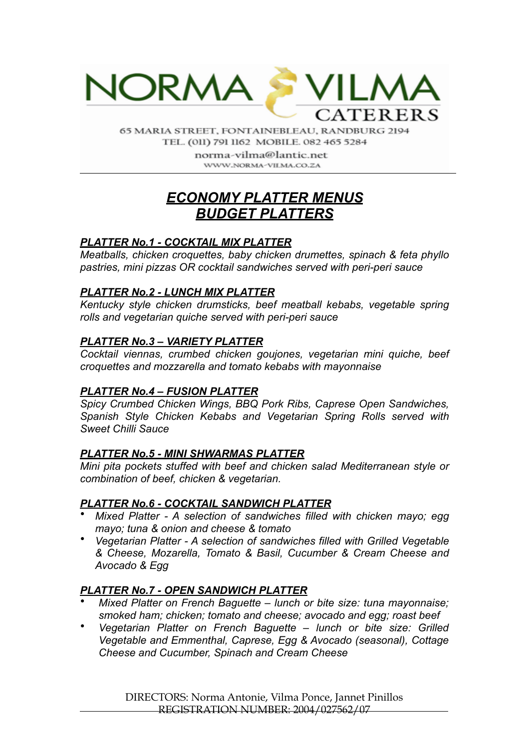# NORMA VILMA CATERERS

65 MARIA STREET, FONTAINEBLEAU, RANDBURG 2194
TEL. (011) 791 1162 MOBILE. 082 465 5284
norma-vilma@lantic.net
WWW.NORMA-VILMA.CO.ZA

## *ECONOMY PLATTER MENUS*
## *BUDGET PLATTERS*

### *PLATTER No.1 - COCKTAIL MIX PLATTER*

*Meatballs, chicken croquettes, baby chicken drumettes, spinach & feta phyllo pastries, mini pizzas OR cocktail sandwiches served with peri-peri sauce*

### *PLATTER No.2 - LUNCH MIX PLATTER*

*Kentucky style chicken drumsticks, beef meatball kebabs, vegetable spring rolls and vegetarian quiche served with peri-peri sauce*

### *PLATTER No.3 – VARIETY PLATTER*

*Cocktail viennas, crumbed chicken goujones, vegetarian mini quiche, beef croquettes and mozzarella and tomato kebabs with mayonnaise*

### *PLATTER No.4 – FUSION PLATTER*

*Spicy Crumbed Chicken Wings, BBQ Pork Ribs, Caprese Open Sandwiches, Spanish Style Chicken Kebabs and Vegetarian Spring Rolls served with Sweet Chilli Sauce*

### *PLATTER No.5 - MINI SHWARMAS PLATTER*

*Mini pita pockets stuffed with beef and chicken salad Mediterranean style or combination of beef, chicken & vegetarian.*

### *PLATTER No.6 - COCKTAIL SANDWICH PLATTER*

- *Mixed Platter - A selection of sandwiches filled with chicken mayo; egg mayo; tuna & onion and cheese & tomato*
- *Vegetarian Platter - A selection of sandwiches filled with Grilled Vegetable & Cheese, Mozarella, Tomato & Basil, Cucumber & Cream Cheese and Avocado & Egg*

### *PLATTER No.7 - OPEN SANDWICH PLATTER*

- *Mixed Platter on French Baguette – lunch or bite size: tuna mayonnaise; smoked ham; chicken; tomato and cheese; avocado and egg; roast beef*
- *Vegetarian Platter on French Baguette – lunch or bite size: Grilled Vegetable and Emmenthal, Caprese, Egg & Avocado (seasonal), Cottage Cheese and Cucumber, Spinach and Cream Cheese*

DIRECTORS: Norma Antonie, Vilma Ponce, Jannet Pinillos
REGISTRATION NUMBER: 2004/027562/07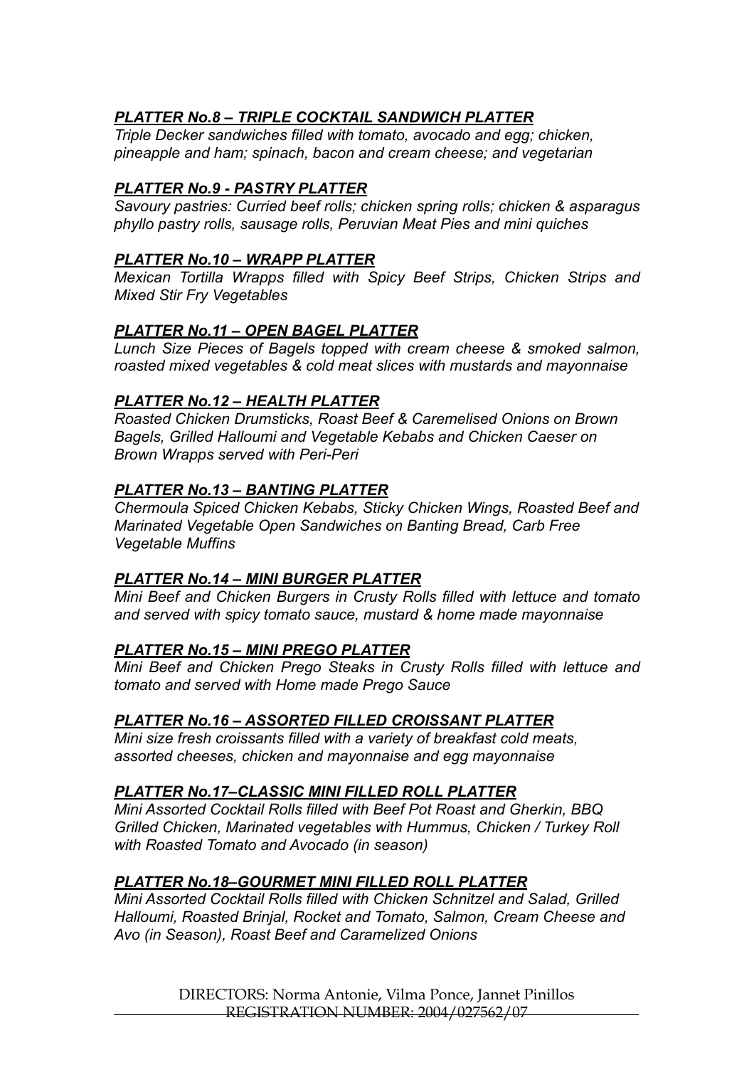### *PLATTER No.8 – TRIPLE COCKTAIL SANDWICH PLATTER*

*Triple Decker sandwiches filled with tomato, avocado and egg; chicken, pineapple and ham; spinach, bacon and cream cheese; and vegetarian*

### *PLATTER No.9 - PASTRY PLATTER*

*Savoury pastries: Curried beef rolls; chicken spring rolls; chicken & asparagus phyllo pastry rolls, sausage rolls, Peruvian Meat Pies and mini quiches*

### *PLATTER No.10 – WRAPP PLATTER*

*Mexican Tortilla Wrapps filled with Spicy Beef Strips, Chicken Strips and Mixed Stir Fry Vegetables*

### *PLATTER No.11 – OPEN BAGEL PLATTER*

*Lunch Size Pieces of Bagels topped with cream cheese & smoked salmon, roasted mixed vegetables & cold meat slices with mustards and mayonnaise*

### *PLATTER No.12 – HEALTH PLATTER*

*Roasted Chicken Drumsticks, Roast Beef & Caremelised Onions on Brown Bagels, Grilled Halloumi and Vegetable Kebabs and Chicken Caeser on Brown Wrapps served with Peri-Peri*

### *PLATTER No.13 – BANTING PLATTER*

*Chermoula Spiced Chicken Kebabs, Sticky Chicken Wings, Roasted Beef and Marinated Vegetable Open Sandwiches on Banting Bread, Carb Free Vegetable Muffins*

### *PLATTER No.14 – MINI BURGER PLATTER*

*Mini Beef and Chicken Burgers in Crusty Rolls filled with lettuce and tomato and served with spicy tomato sauce, mustard & home made mayonnaise*

### *PLATTER No.15 – MINI PREGO PLATTER*

*Mini Beef and Chicken Prego Steaks in Crusty Rolls filled with lettuce and tomato and served with Home made Prego Sauce*

### *PLATTER No.16 – ASSORTED FILLED CROISSANT PLATTER*

*Mini size fresh croissants filled with a variety of breakfast cold meats, assorted cheeses, chicken and mayonnaise and egg mayonnaise*

### *PLATTER No.17–CLASSIC MINI FILLED ROLL PLATTER*

*Mini Assorted Cocktail Rolls filled with Beef Pot Roast and Gherkin, BBQ Grilled Chicken, Marinated vegetables with Hummus, Chicken / Turkey Roll with Roasted Tomato and Avocado (in season)*

### *PLATTER No.18–GOURMET MINI FILLED ROLL PLATTER*

*Mini Assorted Cocktail Rolls filled with Chicken Schnitzel and Salad, Grilled Halloumi, Roasted Brinjal, Rocket and Tomato, Salmon, Cream Cheese and Avo (in Season), Roast Beef and Caramelized Onions*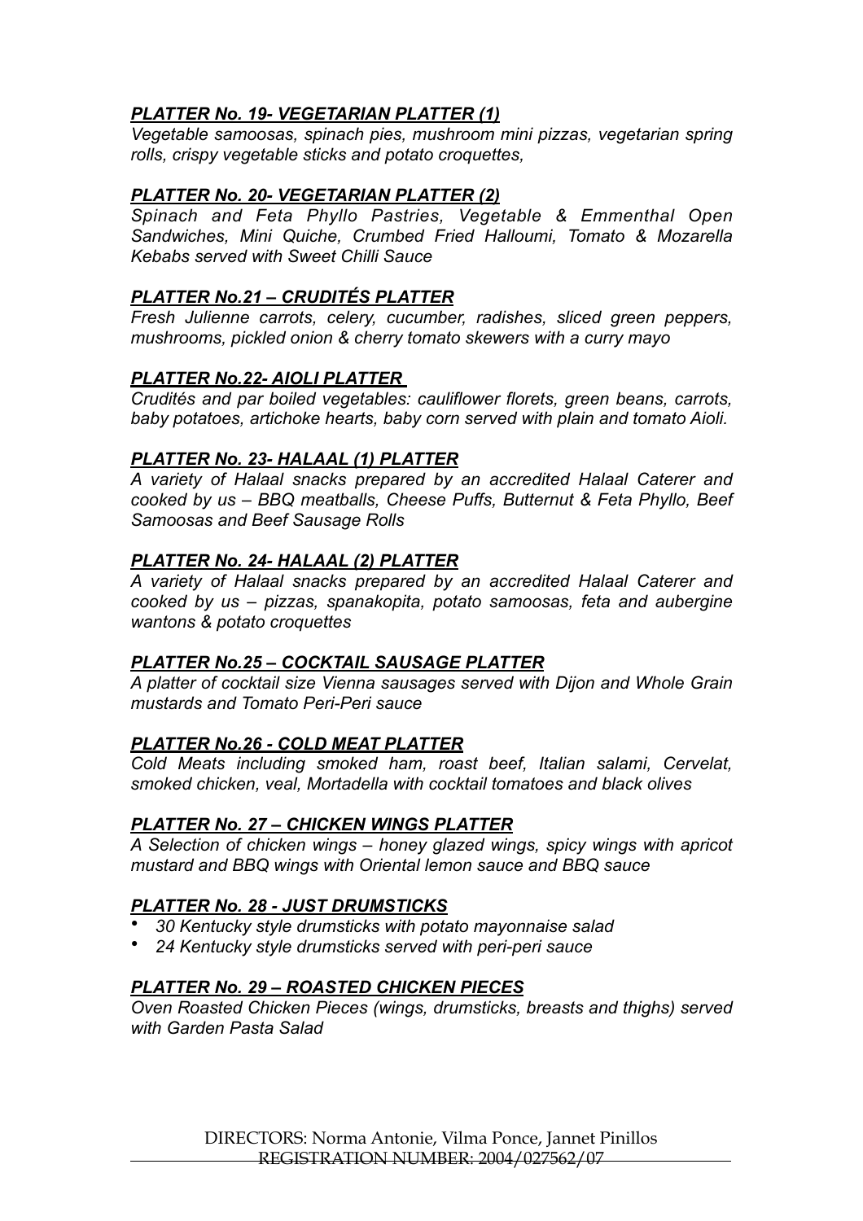### ***PLATTER No. 19- VEGETARIAN PLATTER (1)***

*Vegetable samoosas, spinach pies, mushroom mini pizzas, vegetarian spring rolls, crispy vegetable sticks and potato croquettes,*

### ***PLATTER No. 20- VEGETARIAN PLATTER (2)***

*Spinach and Feta Phyllo Pastries, Vegetable & Emmenthal Open Sandwiches, Mini Quiche, Crumbed Fried Halloumi, Tomato & Mozarella Kebabs served with Sweet Chilli Sauce*

### ***PLATTER No.21 – CRUDITÉS PLATTER***

*Fresh Julienne carrots, celery, cucumber, radishes, sliced green peppers, mushrooms, pickled onion & cherry tomato skewers with a curry mayo*

### ***PLATTER No.22- AIOLI PLATTER***

*Crudités and par boiled vegetables: cauliflower florets, green beans, carrots, baby potatoes, artichoke hearts, baby corn served with plain and tomato Aioli.*

### ***PLATTER No. 23- HALAAL (1) PLATTER***

*A variety of Halaal snacks prepared by an accredited Halaal Caterer and cooked by us – BBQ meatballs, Cheese Puffs, Butternut & Feta Phyllo, Beef Samoosas and Beef Sausage Rolls*

### ***PLATTER No. 24- HALAAL (2) PLATTER***

*A variety of Halaal snacks prepared by an accredited Halaal Caterer and cooked by us – pizzas, spanakopita, potato samoosas, feta and aubergine wantons & potato croquettes*

### ***PLATTER No.25 – COCKTAIL SAUSAGE PLATTER***

*A platter of cocktail size Vienna sausages served with Dijon and Whole Grain mustards and Tomato Peri-Peri sauce*

### ***PLATTER No.26 - COLD MEAT PLATTER***

*Cold Meats including smoked ham, roast beef, Italian salami, Cervelat, smoked chicken, veal, Mortadella with cocktail tomatoes and black olives*

### ***PLATTER No. 27 – CHICKEN WINGS PLATTER***

*A Selection of chicken wings – honey glazed wings, spicy wings with apricot mustard and BBQ wings with Oriental lemon sauce and BBQ sauce*

### ***PLATTER No. 28 - JUST DRUMSTICKS***

- *30 Kentucky style drumsticks with potato mayonnaise salad*
- *24 Kentucky style drumsticks served with peri-peri sauce*

### ***PLATTER No. 29 – ROASTED CHICKEN PIECES***

*Oven Roasted Chicken Pieces (wings, drumsticks, breasts and thighs) served with Garden Pasta Salad*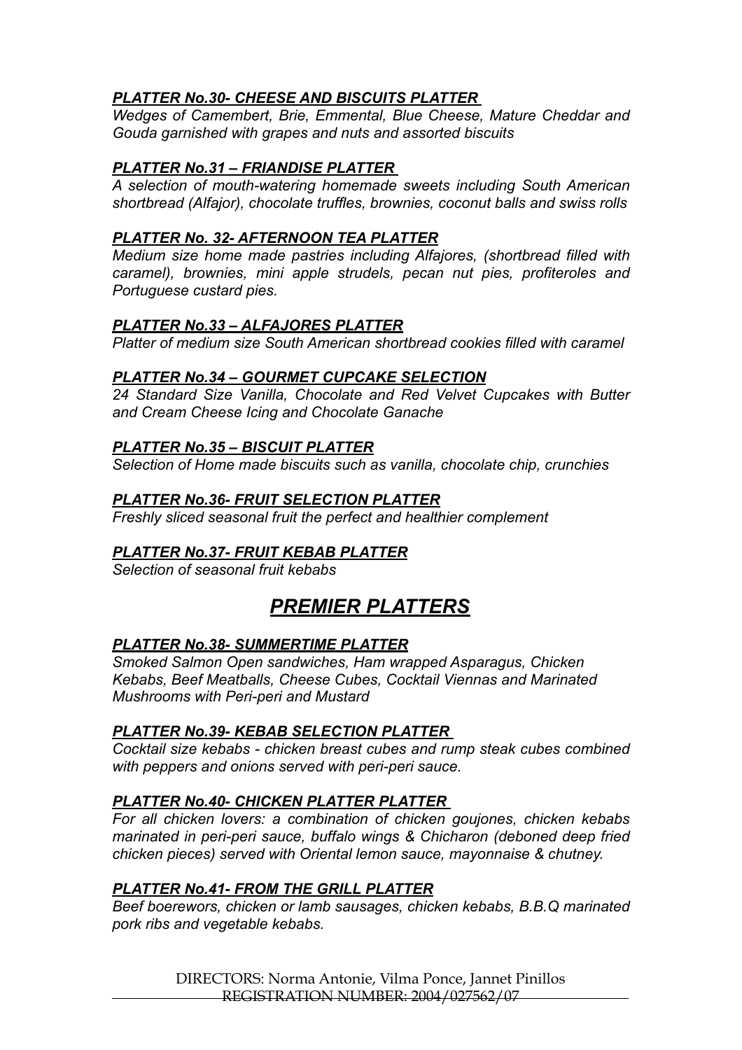***PLATTER No.30- CHEESE AND BISCUITS PLATTER***

*Wedges of Camembert, Brie, Emmental, Blue Cheese, Mature Cheddar and Gouda garnished with grapes and nuts and assorted biscuits*

***PLATTER No.31 – FRIANDISE PLATTER***

*A selection of mouth-watering homemade sweets including South American shortbread (Alfajor), chocolate truffles, brownies, coconut balls and swiss rolls*

***PLATTER No. 32- AFTERNOON TEA PLATTER***

*Medium size home made pastries including Alfajores, (shortbread filled with caramel), brownies, mini apple strudels, pecan nut pies, profiteroles and Portuguese custard pies.*

***PLATTER No.33 – ALFAJORES PLATTER***

*Platter of medium size South American shortbread cookies filled with caramel*

***PLATTER No.34 – GOURMET CUPCAKE SELECTION***

*24 Standard Size Vanilla, Chocolate and Red Velvet Cupcakes with Butter and Cream Cheese Icing and Chocolate Ganache*

***PLATTER No.35 – BISCUIT PLATTER***

*Selection of Home made biscuits such as vanilla, chocolate chip, crunchies*

***PLATTER No.36- FRUIT SELECTION PLATTER***

*Freshly sliced seasonal fruit the perfect and healthier complement*

***PLATTER No.37- FRUIT KEBAB PLATTER***

*Selection of seasonal fruit kebabs*

# ***PREMIER PLATTERS***

***PLATTER No.38- SUMMERTIME PLATTER***

*Smoked Salmon Open sandwiches, Ham wrapped Asparagus, Chicken Kebabs, Beef Meatballs, Cheese Cubes, Cocktail Viennas and Marinated Mushrooms with Peri-peri and Mustard*

***PLATTER No.39- KEBAB SELECTION PLATTER***

*Cocktail size kebabs - chicken breast cubes and rump steak cubes combined with peppers and onions served with peri-peri sauce.*

***PLATTER No.40- CHICKEN PLATTER PLATTER***

*For all chicken lovers: a combination of chicken goujones, chicken kebabs marinated in peri-peri sauce, buffalo wings & Chicharon (deboned deep fried chicken pieces) served with Oriental lemon sauce, mayonnaise & chutney.*

***PLATTER No.41- FROM THE GRILL PLATTER***

*Beef boerewors, chicken or lamb sausages, chicken kebabs, B.B.Q marinated pork ribs and vegetable kebabs.*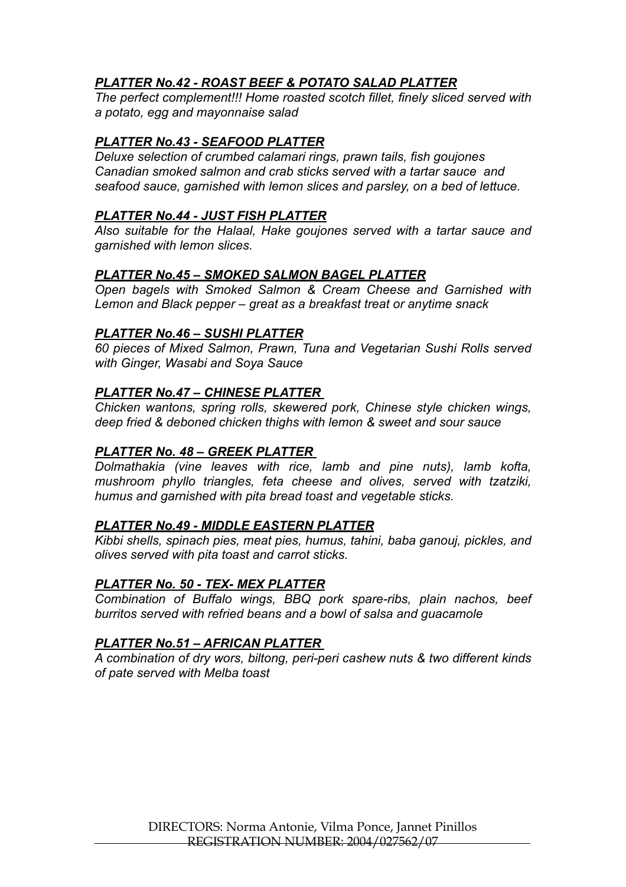### ***PLATTER No.42 - ROAST BEEF & POTATO SALAD PLATTER***

*The perfect complement!!! Home roasted scotch fillet, finely sliced served with a potato, egg and mayonnaise salad*

### ***PLATTER No.43 - SEAFOOD PLATTER***

*Deluxe selection of crumbed calamari rings, prawn tails, fish goujones Canadian smoked salmon and crab sticks served with a tartar sauce and seafood sauce, garnished with lemon slices and parsley, on a bed of lettuce.*

### ***PLATTER No.44 - JUST FISH PLATTER***

*Also suitable for the Halaal, Hake goujones served with a tartar sauce and garnished with lemon slices.*

### ***PLATTER No.45 – SMOKED SALMON BAGEL PLATTER***

*Open bagels with Smoked Salmon & Cream Cheese and Garnished with Lemon and Black pepper – great as a breakfast treat or anytime snack*

### ***PLATTER No.46 – SUSHI PLATTER***

*60 pieces of Mixed Salmon, Prawn, Tuna and Vegetarian Sushi Rolls served with Ginger, Wasabi and Soya Sauce*

### ***PLATTER No.47 – CHINESE PLATTER***

*Chicken wantons, spring rolls, skewered pork, Chinese style chicken wings, deep fried & deboned chicken thighs with lemon & sweet and sour sauce*

### ***PLATTER No. 48 – GREEK PLATTER***

*Dolmathakia (vine leaves with rice, lamb and pine nuts), lamb kofta, mushroom phyllo triangles, feta cheese and olives, served with tzatziki, humus and garnished with pita bread toast and vegetable sticks.*

### ***PLATTER No.49 - MIDDLE EASTERN PLATTER***

*Kibbi shells, spinach pies, meat pies, humus, tahini, baba ganouj, pickles, and olives served with pita toast and carrot sticks.*

### ***PLATTER No. 50 - TEX- MEX PLATTER***

*Combination of Buffalo wings, BBQ pork spare-ribs, plain nachos, beef burritos served with refried beans and a bowl of salsa and guacamole*

### ***PLATTER No.51 – AFRICAN PLATTER***

*A combination of dry wors, biltong, peri-peri cashew nuts & two different kinds of pate served with Melba toast*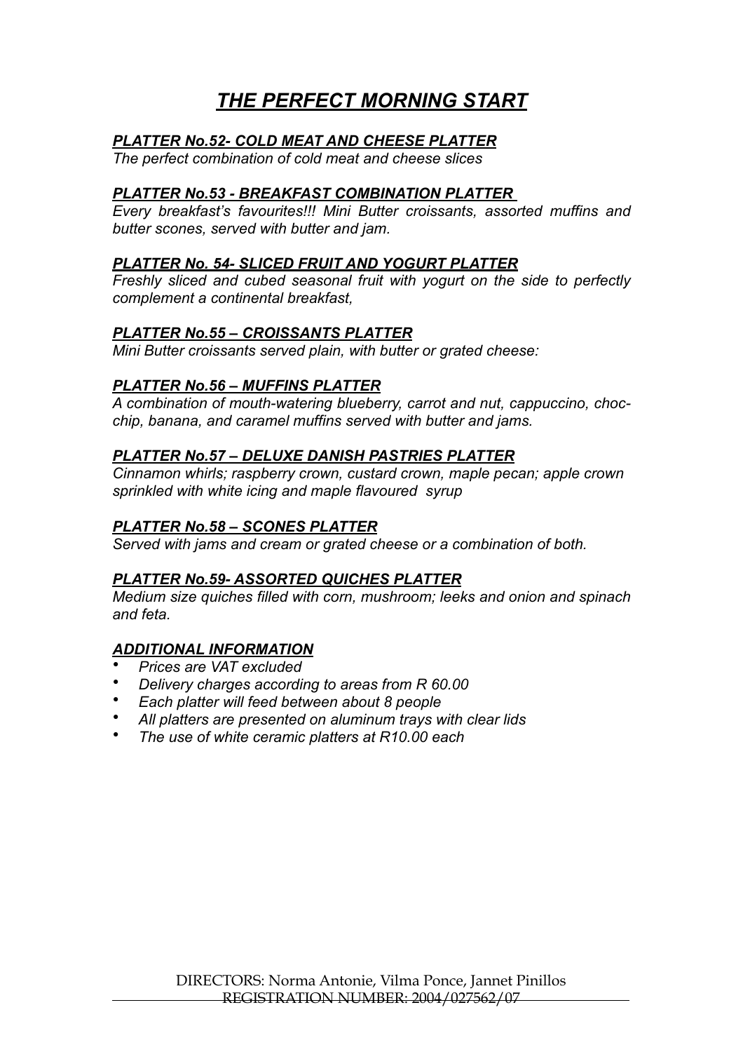# ***THE PERFECT MORNING START***

### ***PLATTER No.52- COLD MEAT AND CHEESE PLATTER***

*The perfect combination of cold meat and cheese slices*

### ***PLATTER No.53 - BREAKFAST COMBINATION PLATTER***

*Every breakfast's favourites!!! Mini Butter croissants, assorted muffins and butter scones, served with butter and jam.*

### ***PLATTER No. 54- SLICED FRUIT AND YOGURT PLATTER***

*Freshly sliced and cubed seasonal fruit with yogurt on the side to perfectly complement a continental breakfast,*

### ***PLATTER No.55 – CROISSANTS PLATTER***

*Mini Butter croissants served plain, with butter or grated cheese:*

### ***PLATTER No.56 – MUFFINS PLATTER***

*A combination of mouth-watering blueberry, carrot and nut, cappuccino, choc-chip, banana, and caramel muffins served with butter and jams.*

### ***PLATTER No.57 – DELUXE DANISH PASTRIES PLATTER***

*Cinnamon whirls; raspberry crown, custard crown, maple pecan; apple crown sprinkled with white icing and maple flavoured syrup*

### ***PLATTER No.58 – SCONES PLATTER***

*Served with jams and cream or grated cheese or a combination of both.*

### ***PLATTER No.59- ASSORTED QUICHES PLATTER***

*Medium size quiches filled with corn, mushroom; leeks and onion and spinach and feta.*

### ***ADDITIONAL INFORMATION***

- *Prices are VAT excluded*
- *Delivery charges according to areas from R 60.00*
- *Each platter will feed between about 8 people*
- *All platters are presented on aluminum trays with clear lids*
- *The use of white ceramic platters at R10.00 each*

DIRECTORS: Norma Antonie, Vilma Ponce, Jannet Pinillos

REGISTRATION NUMBER: 2004/027562/07